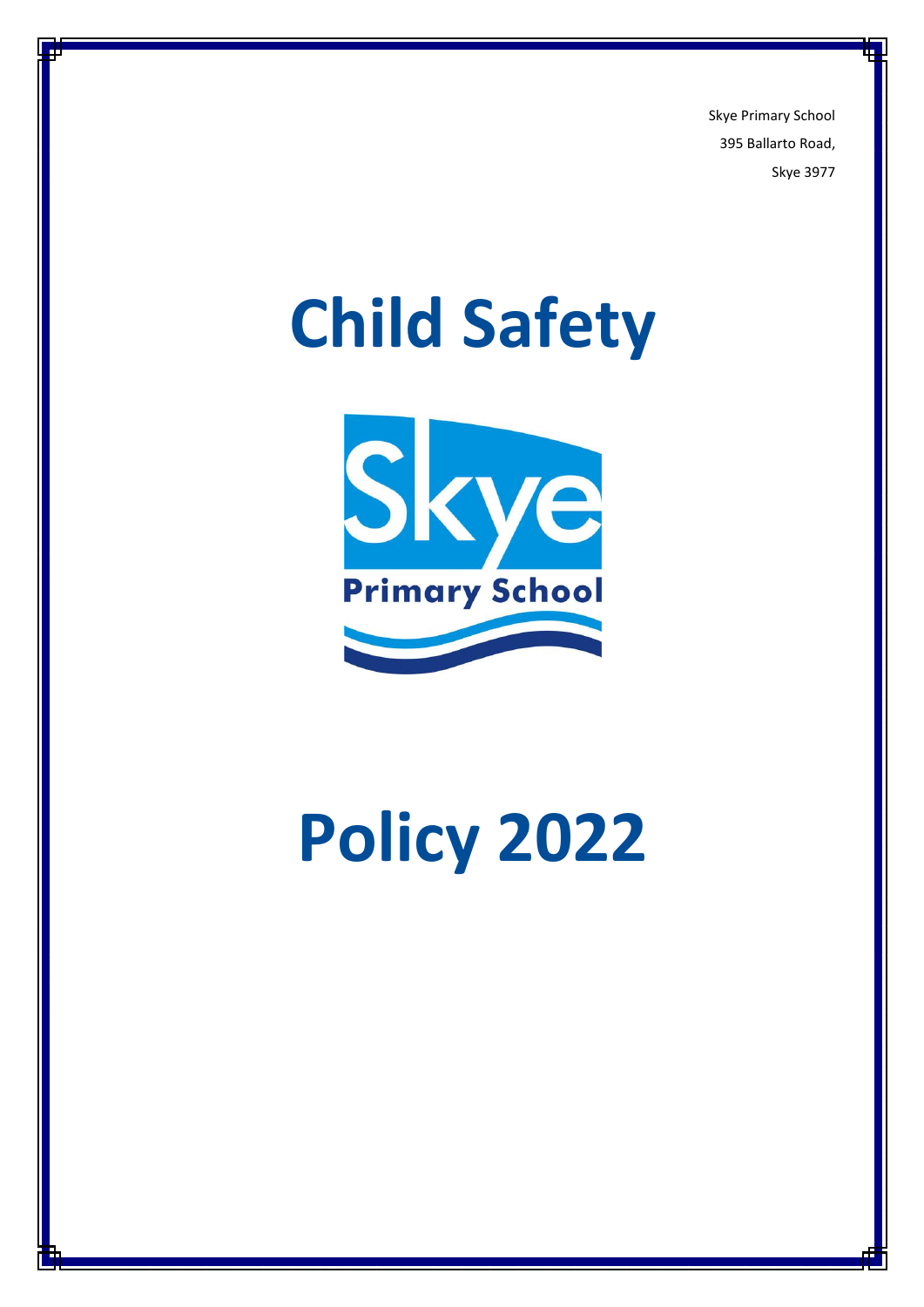Skye Primary School

395 Ballarto Road,

Skye 3977

# Child Safety

# Policy 2022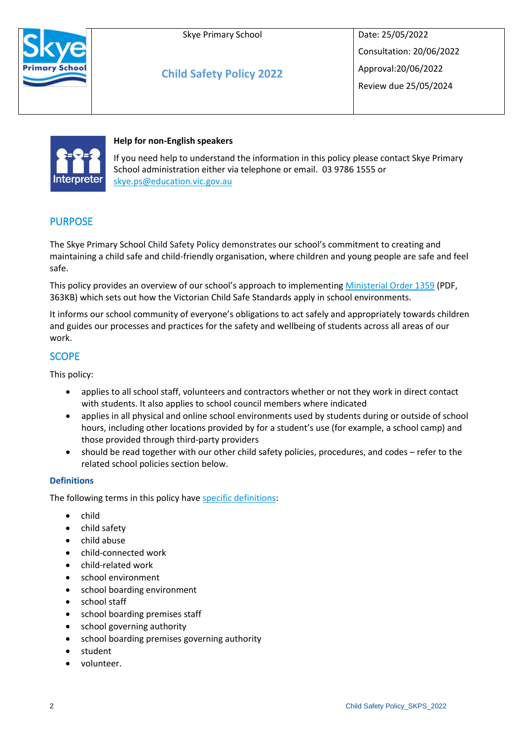| Skye Primary School | Skye Primary School<br><br>**Child Safety Policy 2022** | Date: 25/05/2022<br>Consultation: 20/06/2022<br>Approval:20/06/2022<br>Review due 25/05/2024 |
|---|---|---|

**Help for non-English speakers**

If you need help to understand the information in this policy please contact Skye Primary School administration either via telephone or email. 03 9786 1555 or [skye.ps@education.vic.gov.au](mailto:skye.ps@education.vic.gov.au)

## PURPOSE

The Skye Primary School Child Safety Policy demonstrates our school's commitment to creating and maintaining a child safe and child-friendly organisation, where children and young people are safe and feel safe.

This policy provides an overview of our school's approach to implementing [Ministerial Order 1359](#) (PDF, 363KB) which sets out how the Victorian Child Safe Standards apply in school environments.

It informs our school community of everyone's obligations to act safely and appropriately towards children and guides our processes and practices for the safety and wellbeing of students across all areas of our work.

## SCOPE

This policy:

- applies to all school staff, volunteers and contractors whether or not they work in direct contact with students. It also applies to school council members where indicated
- applies in all physical and online school environments used by students during or outside of school hours, including other locations provided by for a student's use (for example, a school camp) and those provided through third-party providers
- should be read together with our other child safety policies, procedures, and codes – refer to the related school policies section below.

### Definitions

The following terms in this policy have [specific definitions](#):

- child
- child safety
- child abuse
- child-connected work
- child-related work
- school environment
- school boarding environment
- school staff
- school boarding premises staff
- school governing authority
- school boarding premises governing authority
- student
- volunteer.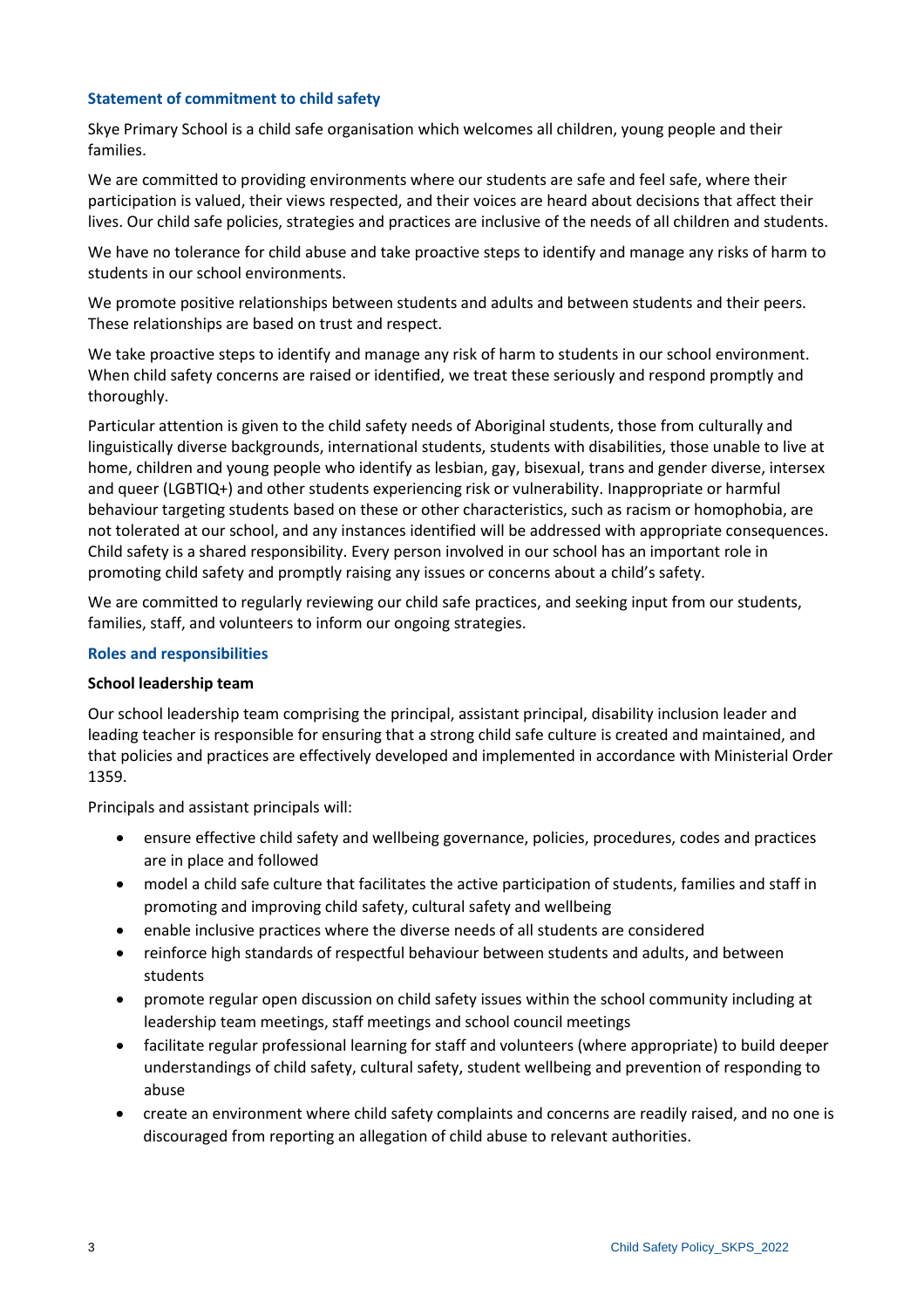### Statement of commitment to child safety

Skye Primary School is a child safe organisation which welcomes all children, young people and their families.

We are committed to providing environments where our students are safe and feel safe, where their participation is valued, their views respected, and their voices are heard about decisions that affect their lives. Our child safe policies, strategies and practices are inclusive of the needs of all children and students.

We have no tolerance for child abuse and take proactive steps to identify and manage any risks of harm to students in our school environments.

We promote positive relationships between students and adults and between students and their peers. These relationships are based on trust and respect.

We take proactive steps to identify and manage any risk of harm to students in our school environment. When child safety concerns are raised or identified, we treat these seriously and respond promptly and thoroughly.

Particular attention is given to the child safety needs of Aboriginal students, those from culturally and linguistically diverse backgrounds, international students, students with disabilities, those unable to live at home, children and young people who identify as lesbian, gay, bisexual, trans and gender diverse, intersex and queer (LGBTIQ+) and other students experiencing risk or vulnerability. Inappropriate or harmful behaviour targeting students based on these or other characteristics, such as racism or homophobia, are not tolerated at our school, and any instances identified will be addressed with appropriate consequences. Child safety is a shared responsibility. Every person involved in our school has an important role in promoting child safety and promptly raising any issues or concerns about a child's safety.

We are committed to regularly reviewing our child safe practices, and seeking input from our students, families, staff, and volunteers to inform our ongoing strategies.

### Roles and responsibilities

**School leadership team**

Our school leadership team comprising the principal, assistant principal, disability inclusion leader and leading teacher is responsible for ensuring that a strong child safe culture is created and maintained, and that policies and practices are effectively developed and implemented in accordance with Ministerial Order 1359.

Principals and assistant principals will:

- ensure effective child safety and wellbeing governance, policies, procedures, codes and practices are in place and followed
- model a child safe culture that facilitates the active participation of students, families and staff in promoting and improving child safety, cultural safety and wellbeing
- enable inclusive practices where the diverse needs of all students are considered
- reinforce high standards of respectful behaviour between students and adults, and between students
- promote regular open discussion on child safety issues within the school community including at leadership team meetings, staff meetings and school council meetings
- facilitate regular professional learning for staff and volunteers (where appropriate) to build deeper understandings of child safety, cultural safety, student wellbeing and prevention of responding to abuse
- create an environment where child safety complaints and concerns are readily raised, and no one is discouraged from reporting an allegation of child abuse to relevant authorities.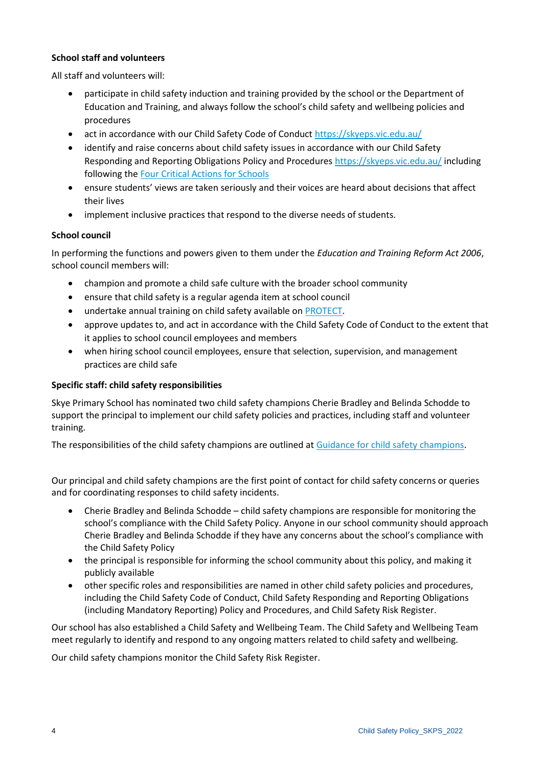**School staff and volunteers**

All staff and volunteers will:

- participate in child safety induction and training provided by the school or the Department of Education and Training, and always follow the school's child safety and wellbeing policies and procedures
- act in accordance with our Child Safety Code of Conduct https://skyeps.vic.edu.au/
- identify and raise concerns about child safety issues in accordance with our Child Safety Responding and Reporting Obligations Policy and Procedures https://skyeps.vic.edu.au/ including following the [Four Critical Actions for Schools]
- ensure students' views are taken seriously and their voices are heard about decisions that affect their lives
- implement inclusive practices that respond to the diverse needs of students.

**School council**

In performing the functions and powers given to them under the *Education and Training Reform Act 2006*, school council members will:

- champion and promote a child safe culture with the broader school community
- ensure that child safety is a regular agenda item at school council
- undertake annual training on child safety available on PROTECT.
- approve updates to, and act in accordance with the Child Safety Code of Conduct to the extent that it applies to school council employees and members
- when hiring school council employees, ensure that selection, supervision, and management practices are child safe

**Specific staff: child safety responsibilities**

Skye Primary School has nominated two child safety champions Cherie Bradley and Belinda Schodde to support the principal to implement our child safety policies and practices, including staff and volunteer training.

The responsibilities of the child safety champions are outlined at Guidance for child safety champions.

Our principal and child safety champions are the first point of contact for child safety concerns or queries and for coordinating responses to child safety incidents.

- Cherie Bradley and Belinda Schodde – child safety champions are responsible for monitoring the school's compliance with the Child Safety Policy. Anyone in our school community should approach Cherie Bradley and Belinda Schodde if they have any concerns about the school's compliance with the Child Safety Policy
- the principal is responsible for informing the school community about this policy, and making it publicly available
- other specific roles and responsibilities are named in other child safety policies and procedures, including the Child Safety Code of Conduct, Child Safety Responding and Reporting Obligations (including Mandatory Reporting) Policy and Procedures, and Child Safety Risk Register.

Our school has also established a Child Safety and Wellbeing Team. The Child Safety and Wellbeing Team meet regularly to identify and respond to any ongoing matters related to child safety and wellbeing.

Our child safety champions monitor the Child Safety Risk Register.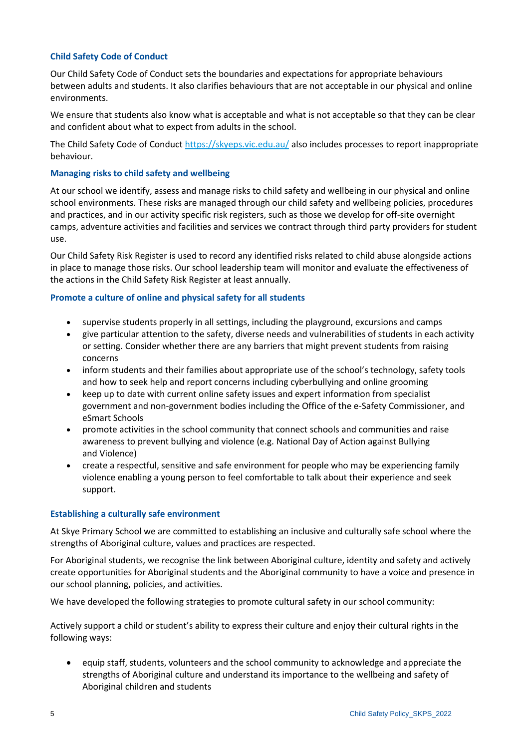### Child Safety Code of Conduct

Our Child Safety Code of Conduct sets the boundaries and expectations for appropriate behaviours between adults and students. It also clarifies behaviours that are not acceptable in our physical and online environments.

We ensure that students also know what is acceptable and what is not acceptable so that they can be clear and confident about what to expect from adults in the school.

The Child Safety Code of Conduct [https://skyeps.vic.edu.au/](https://skyeps.vic.edu.au/) also includes processes to report inappropriate behaviour.

### Managing risks to child safety and wellbeing

At our school we identify, assess and manage risks to child safety and wellbeing in our physical and online school environments. These risks are managed through our child safety and wellbeing policies, procedures and practices, and in our activity specific risk registers, such as those we develop for off-site overnight camps, adventure activities and facilities and services we contract through third party providers for student use.

Our Child Safety Risk Register is used to record any identified risks related to child abuse alongside actions in place to manage those risks. Our school leadership team will monitor and evaluate the effectiveness of the actions in the Child Safety Risk Register at least annually.

### Promote a culture of online and physical safety for all students

- supervise students properly in all settings, including the playground, excursions and camps
- give particular attention to the safety, diverse needs and vulnerabilities of students in each activity or setting. Consider whether there are any barriers that might prevent students from raising concerns
- inform students and their families about appropriate use of the school's technology, safety tools and how to seek help and report concerns including cyberbullying and online grooming
- keep up to date with current online safety issues and expert information from specialist government and non-government bodies including the Office of the e-Safety Commissioner, and eSmart Schools
- promote activities in the school community that connect schools and communities and raise awareness to prevent bullying and violence (e.g. National Day of Action against Bullying and Violence)
- create a respectful, sensitive and safe environment for people who may be experiencing family violence enabling a young person to feel comfortable to talk about their experience and seek support.

### Establishing a culturally safe environment

At Skye Primary School we are committed to establishing an inclusive and culturally safe school where the strengths of Aboriginal culture, values and practices are respected.

For Aboriginal students, we recognise the link between Aboriginal culture, identity and safety and actively create opportunities for Aboriginal students and the Aboriginal community to have a voice and presence in our school planning, policies, and activities.

We have developed the following strategies to promote cultural safety in our school community:

Actively support a child or student's ability to express their culture and enjoy their cultural rights in the following ways:

- equip staff, students, volunteers and the school community to acknowledge and appreciate the strengths of Aboriginal culture and understand its importance to the wellbeing and safety of Aboriginal children and students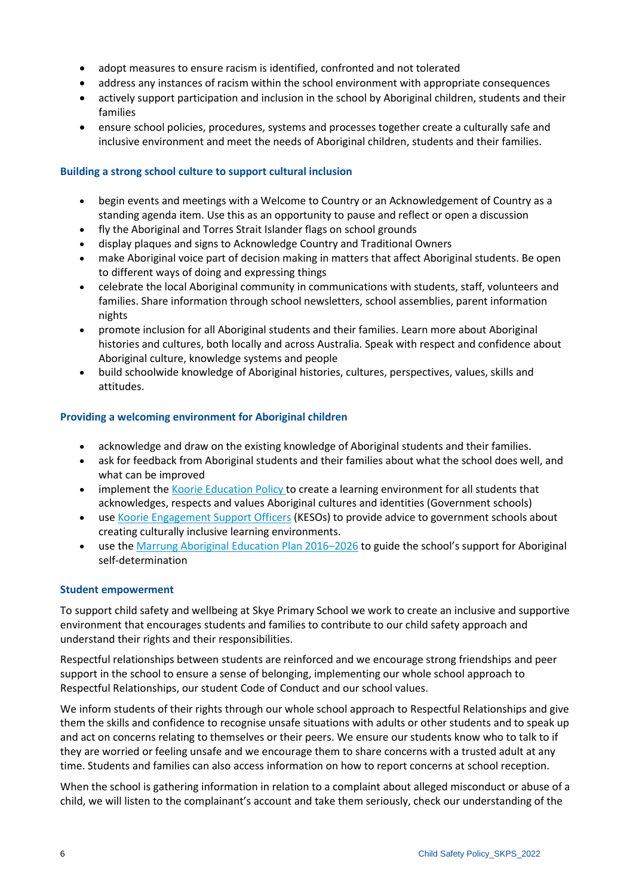- adopt measures to ensure racism is identified, confronted and not tolerated
- address any instances of racism within the school environment with appropriate consequences
- actively support participation and inclusion in the school by Aboriginal children, students and their families
- ensure school policies, procedures, systems and processes together create a culturally safe and inclusive environment and meet the needs of Aboriginal children, students and their families.

#### Building a strong school culture to support cultural inclusion

- begin events and meetings with a Welcome to Country or an Acknowledgement of Country as a standing agenda item. Use this as an opportunity to pause and reflect or open a discussion
- fly the Aboriginal and Torres Strait Islander flags on school grounds
- display plaques and signs to Acknowledge Country and Traditional Owners
- make Aboriginal voice part of decision making in matters that affect Aboriginal students. Be open to different ways of doing and expressing things
- celebrate the local Aboriginal community in communications with students, staff, volunteers and families. Share information through school newsletters, school assemblies, parent information nights
- promote inclusion for all Aboriginal students and their families. Learn more about Aboriginal histories and cultures, both locally and across Australia. Speak with respect and confidence about Aboriginal culture, knowledge systems and people
- build schoolwide knowledge of Aboriginal histories, cultures, perspectives, values, skills and attitudes.

#### Providing a welcoming environment for Aboriginal children

- acknowledge and draw on the existing knowledge of Aboriginal students and their families.
- ask for feedback from Aboriginal students and their families about what the school does well, and what can be improved
- implement the Koorie Education Policy to create a learning environment for all students that acknowledges, respects and values Aboriginal cultures and identities (Government schools)
- use Koorie Engagement Support Officers (KESOs) to provide advice to government schools about creating culturally inclusive learning environments.
- use the Marrung Aboriginal Education Plan 2016–2026 to guide the school's support for Aboriginal self-determination

#### Student empowerment

To support child safety and wellbeing at Skye Primary School we work to create an inclusive and supportive environment that encourages students and families to contribute to our child safety approach and understand their rights and their responsibilities.

Respectful relationships between students are reinforced and we encourage strong friendships and peer support in the school to ensure a sense of belonging, implementing our whole school approach to Respectful Relationships, our student Code of Conduct and our school values.

We inform students of their rights through our whole school approach to Respectful Relationships and give them the skills and confidence to recognise unsafe situations with adults or other students and to speak up and act on concerns relating to themselves or their peers. We ensure our students know who to talk to if they are worried or feeling unsafe and we encourage them to share concerns with a trusted adult at any time. Students and families can also access information on how to report concerns at school reception.

When the school is gathering information in relation to a complaint about alleged misconduct or abuse of a child, we will listen to the complainant's account and take them seriously, check our understanding of the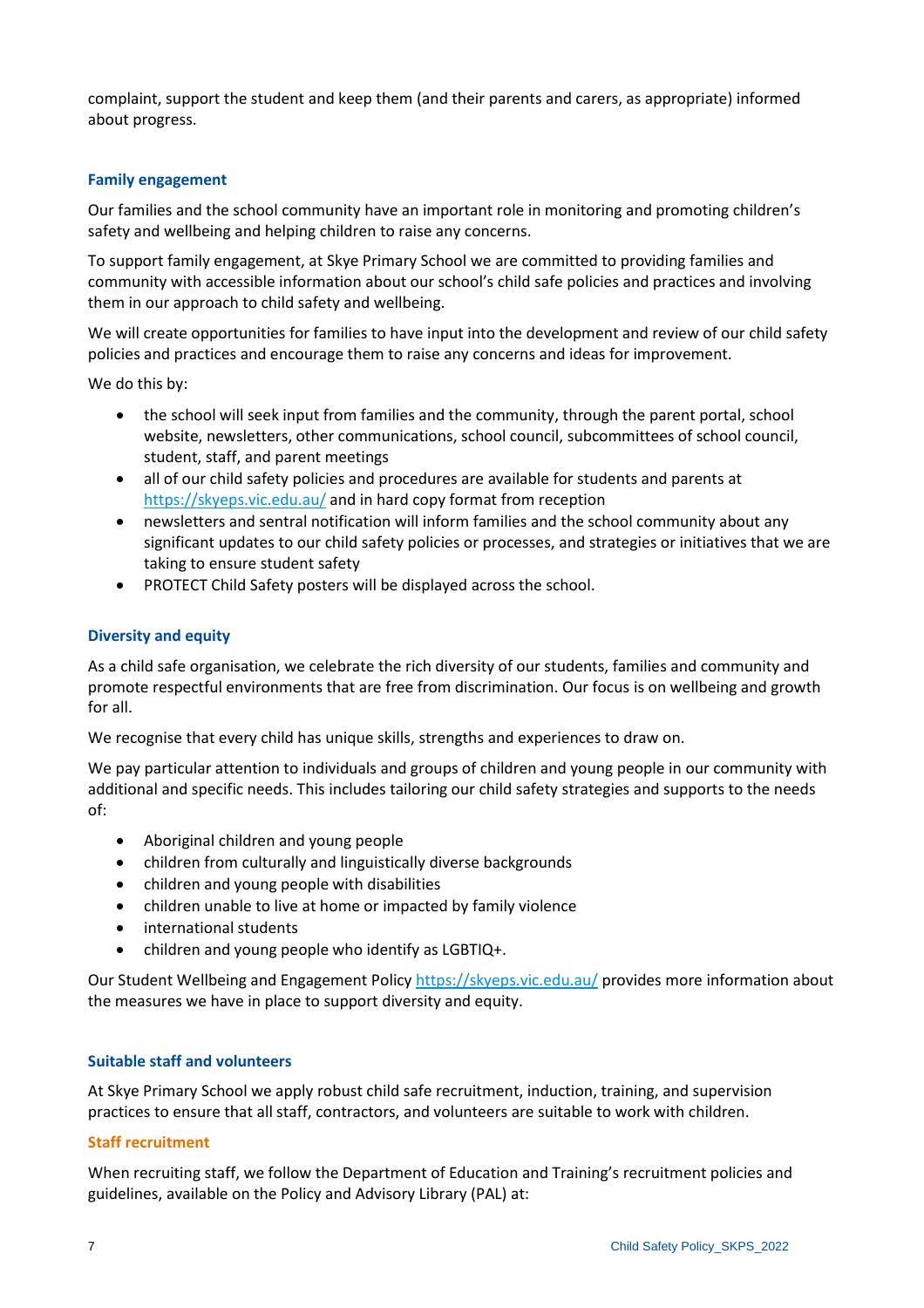complaint, support the student and keep them (and their parents and carers, as appropriate) informed about progress.

### Family engagement

Our families and the school community have an important role in monitoring and promoting children's safety and wellbeing and helping children to raise any concerns.

To support family engagement, at Skye Primary School we are committed to providing families and community with accessible information about our school's child safe policies and practices and involving them in our approach to child safety and wellbeing.

We will create opportunities for families to have input into the development and review of our child safety policies and practices and encourage them to raise any concerns and ideas for improvement.

We do this by:

- the school will seek input from families and the community, through the parent portal, school website, newsletters, other communications, school council, subcommittees of school council, student, staff, and parent meetings
- all of our child safety policies and procedures are available for students and parents at https://skyeps.vic.edu.au/ and in hard copy format from reception
- newsletters and sentral notification will inform families and the school community about any significant updates to our child safety policies or processes, and strategies or initiatives that we are taking to ensure student safety
- PROTECT Child Safety posters will be displayed across the school.

### Diversity and equity

As a child safe organisation, we celebrate the rich diversity of our students, families and community and promote respectful environments that are free from discrimination. Our focus is on wellbeing and growth for all.

We recognise that every child has unique skills, strengths and experiences to draw on.

We pay particular attention to individuals and groups of children and young people in our community with additional and specific needs. This includes tailoring our child safety strategies and supports to the needs of:

- Aboriginal children and young people
- children from culturally and linguistically diverse backgrounds
- children and young people with disabilities
- children unable to live at home or impacted by family violence
- international students
- children and young people who identify as LGBTIQ+.

Our Student Wellbeing and Engagement Policy https://skyeps.vic.edu.au/ provides more information about the measures we have in place to support diversity and equity.

### Suitable staff and volunteers

At Skye Primary School we apply robust child safe recruitment, induction, training, and supervision practices to ensure that all staff, contractors, and volunteers are suitable to work with children.

#### Staff recruitment

When recruiting staff, we follow the Department of Education and Training's recruitment policies and guidelines, available on the Policy and Advisory Library (PAL) at: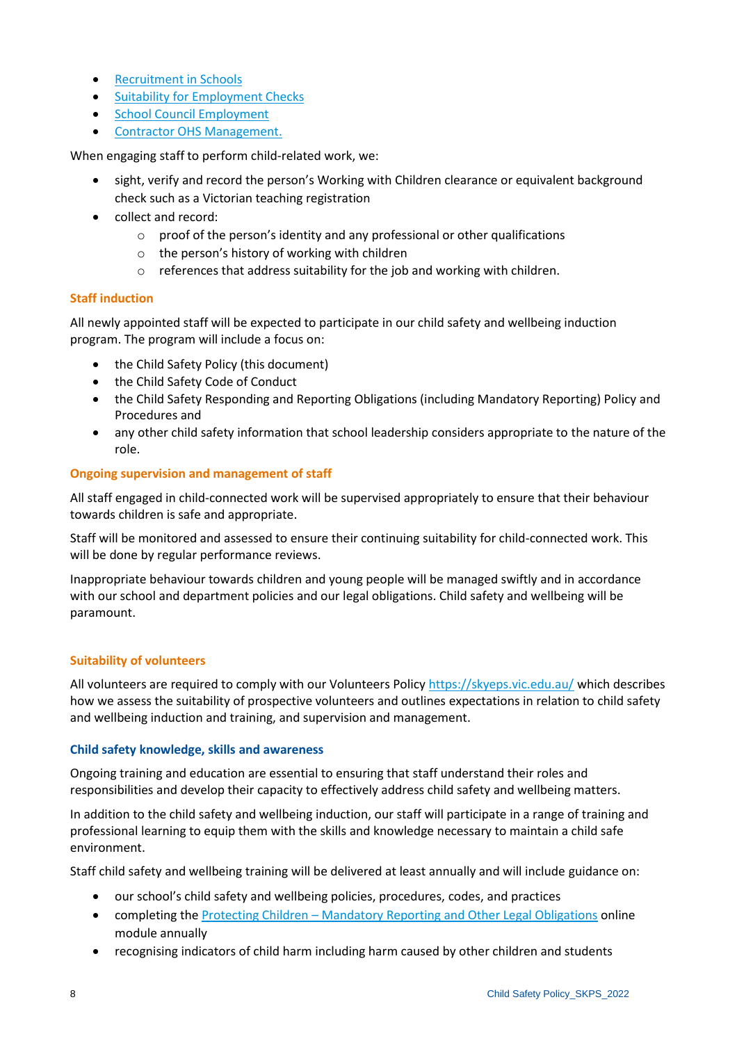- Recruitment in Schools
- Suitability for Employment Checks
- School Council Employment
- Contractor OHS Management.

When engaging staff to perform child-related work, we:

- sight, verify and record the person's Working with Children clearance or equivalent background check such as a Victorian teaching registration
- collect and record:
  - proof of the person's identity and any professional or other qualifications
  - the person's history of working with children
  - references that address suitability for the job and working with children.

#### Staff induction

All newly appointed staff will be expected to participate in our child safety and wellbeing induction program. The program will include a focus on:

- the Child Safety Policy (this document)
- the Child Safety Code of Conduct
- the Child Safety Responding and Reporting Obligations (including Mandatory Reporting) Policy and Procedures and
- any other child safety information that school leadership considers appropriate to the nature of the role.

#### Ongoing supervision and management of staff

All staff engaged in child-connected work will be supervised appropriately to ensure that their behaviour towards children is safe and appropriate.

Staff will be monitored and assessed to ensure their continuing suitability for child-connected work. This will be done by regular performance reviews.

Inappropriate behaviour towards children and young people will be managed swiftly and in accordance with our school and department policies and our legal obligations. Child safety and wellbeing will be paramount.

#### Suitability of volunteers

All volunteers are required to comply with our Volunteers Policy https://skyeps.vic.edu.au/ which describes how we assess the suitability of prospective volunteers and outlines expectations in relation to child safety and wellbeing induction and training, and supervision and management.

### Child safety knowledge, skills and awareness

Ongoing training and education are essential to ensuring that staff understand their roles and responsibilities and develop their capacity to effectively address child safety and wellbeing matters.

In addition to the child safety and wellbeing induction, our staff will participate in a range of training and professional learning to equip them with the skills and knowledge necessary to maintain a child safe environment.

Staff child safety and wellbeing training will be delivered at least annually and will include guidance on:

- our school's child safety and wellbeing policies, procedures, codes, and practices
- completing the Protecting Children – Mandatory Reporting and Other Legal Obligations online module annually
- recognising indicators of child harm including harm caused by other children and students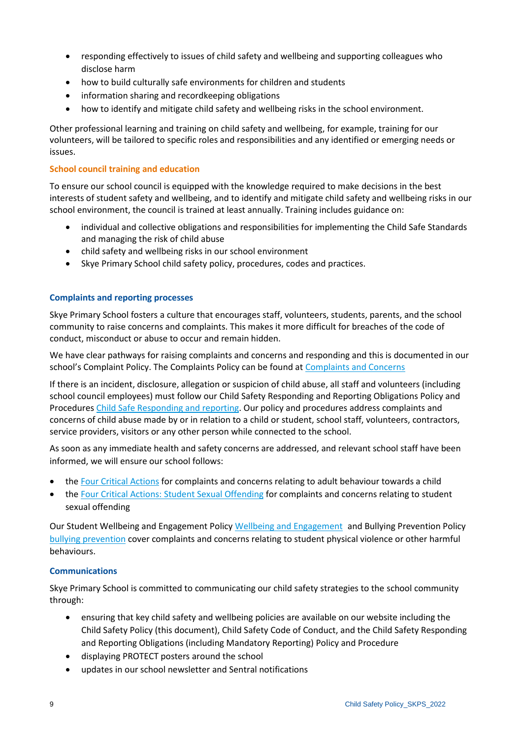- responding effectively to issues of child safety and wellbeing and supporting colleagues who disclose harm
- how to build culturally safe environments for children and students
- information sharing and recordkeeping obligations
- how to identify and mitigate child safety and wellbeing risks in the school environment.

Other professional learning and training on child safety and wellbeing, for example, training for our volunteers, will be tailored to specific roles and responsibilities and any identified or emerging needs or issues.

### School council training and education

To ensure our school council is equipped with the knowledge required to make decisions in the best interests of student safety and wellbeing, and to identify and mitigate child safety and wellbeing risks in our school environment, the council is trained at least annually. Training includes guidance on:

- individual and collective obligations and responsibilities for implementing the Child Safe Standards and managing the risk of child abuse
- child safety and wellbeing risks in our school environment
- Skye Primary School child safety policy, procedures, codes and practices.

## Complaints and reporting processes

Skye Primary School fosters a culture that encourages staff, volunteers, students, parents, and the school community to raise concerns and complaints. This makes it more difficult for breaches of the code of conduct, misconduct or abuse to occur and remain hidden.

We have clear pathways for raising complaints and concerns and responding and this is documented in our school's Complaint Policy. The Complaints Policy can be found at [Complaints and Concerns]

If there is an incident, disclosure, allegation or suspicion of child abuse, all staff and volunteers (including school council employees) must follow our Child Safety Responding and Reporting Obligations Policy and Procedures [Child Safe Responding and reporting]. Our policy and procedures address complaints and concerns of child abuse made by or in relation to a child or student, school staff, volunteers, contractors, service providers, visitors or any other person while connected to the school.

As soon as any immediate health and safety concerns are addressed, and relevant school staff have been informed, we will ensure our school follows:

- the [Four Critical Actions] for complaints and concerns relating to adult behaviour towards a child
- the [Four Critical Actions: Student Sexual Offending] for complaints and concerns relating to student sexual offending

Our Student Wellbeing and Engagement Policy [Wellbeing and Engagement] and Bullying Prevention Policy [bullying prevention] cover complaints and concerns relating to student physical violence or other harmful behaviours.

## Communications

Skye Primary School is committed to communicating our child safety strategies to the school community through:

- ensuring that key child safety and wellbeing policies are available on our website including the Child Safety Policy (this document), Child Safety Code of Conduct, and the Child Safety Responding and Reporting Obligations (including Mandatory Reporting) Policy and Procedure
- displaying PROTECT posters around the school
- updates in our school newsletter and Sentral notifications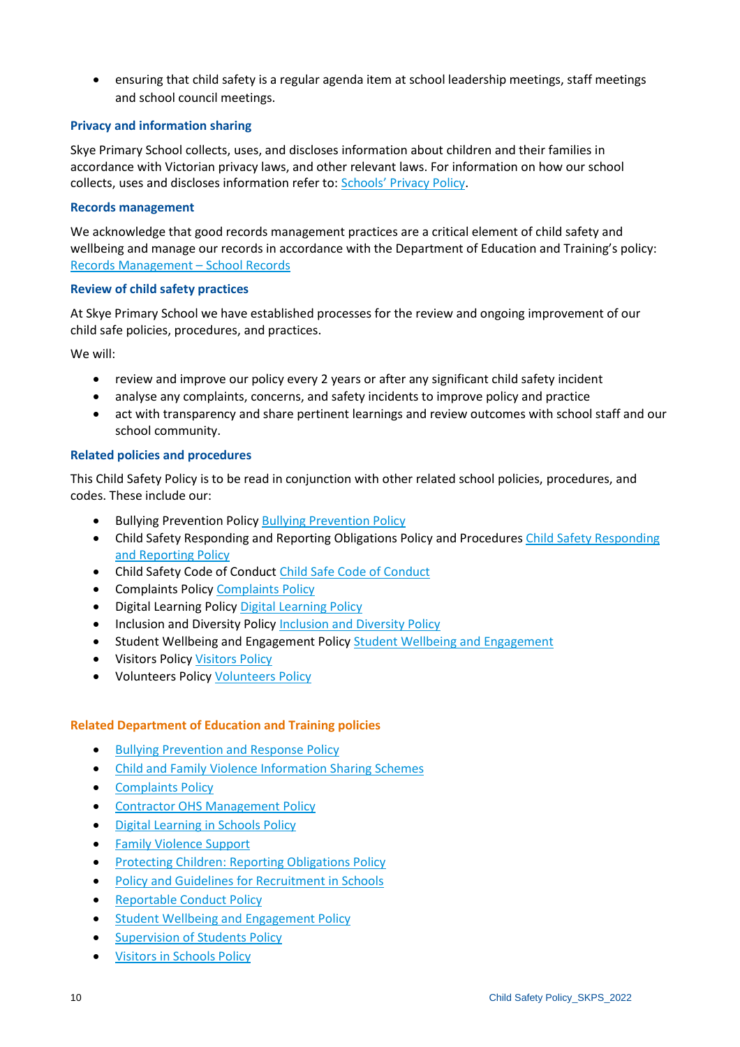- ensuring that child safety is a regular agenda item at school leadership meetings, staff meetings and school council meetings.

### Privacy and information sharing

Skye Primary School collects, uses, and discloses information about children and their families in accordance with Victorian privacy laws, and other relevant laws. For information on how our school collects, uses and discloses information refer to: Schools' Privacy Policy.

### Records management

We acknowledge that good records management practices are a critical element of child safety and wellbeing and manage our records in accordance with the Department of Education and Training's policy: Records Management – School Records

### Review of child safety practices

At Skye Primary School we have established processes for the review and ongoing improvement of our child safe policies, procedures, and practices.

We will:

- review and improve our policy every 2 years or after any significant child safety incident
- analyse any complaints, concerns, and safety incidents to improve policy and practice
- act with transparency and share pertinent learnings and review outcomes with school staff and our school community.

### Related policies and procedures

This Child Safety Policy is to be read in conjunction with other related school policies, procedures, and codes. These include our:

- Bullying Prevention Policy Bullying Prevention Policy
- Child Safety Responding and Reporting Obligations Policy and Procedures Child Safety Responding and Reporting Policy
- Child Safety Code of Conduct Child Safe Code of Conduct
- Complaints Policy Complaints Policy
- Digital Learning Policy Digital Learning Policy
- Inclusion and Diversity Policy Inclusion and Diversity Policy
- Student Wellbeing and Engagement Policy Student Wellbeing and Engagement
- Visitors Policy Visitors Policy
- Volunteers Policy Volunteers Policy

### Related Department of Education and Training policies

- Bullying Prevention and Response Policy
- Child and Family Violence Information Sharing Schemes
- Complaints Policy
- Contractor OHS Management Policy
- Digital Learning in Schools Policy
- Family Violence Support
- Protecting Children: Reporting Obligations Policy
- Policy and Guidelines for Recruitment in Schools
- Reportable Conduct Policy
- Student Wellbeing and Engagement Policy
- Supervision of Students Policy
- Visitors in Schools Policy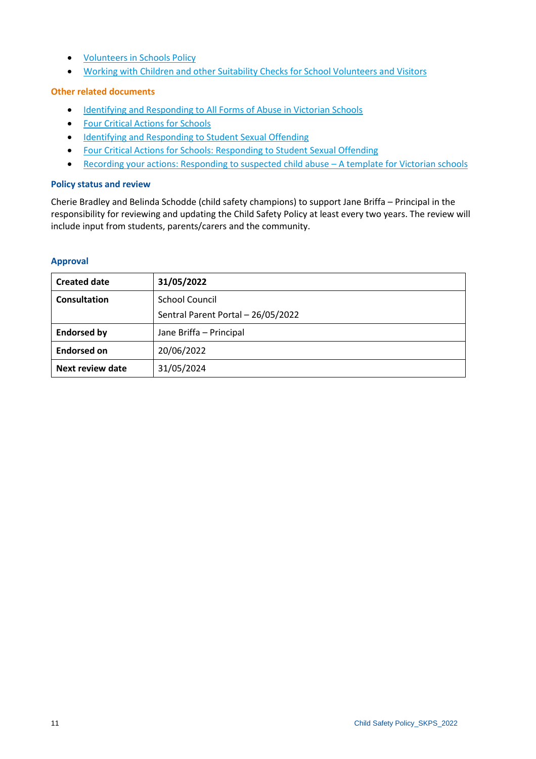- Volunteers in Schools Policy
- Working with Children and other Suitability Checks for School Volunteers and Visitors

### Other related documents

- Identifying and Responding to All Forms of Abuse in Victorian Schools
- Four Critical Actions for Schools
- Identifying and Responding to Student Sexual Offending
- Four Critical Actions for Schools: Responding to Student Sexual Offending
- Recording your actions: Responding to suspected child abuse – A template for Victorian schools

### Policy status and review

Cherie Bradley and Belinda Schodde (child safety champions) to support Jane Briffa – Principal in the responsibility for reviewing and updating the Child Safety Policy at least every two years. The review will include input from students, parents/carers and the community.

### Approval

| | |
|---|---|
| **Created date** | **31/05/2022** |
| **Consultation** | School Council<br>Sentral Parent Portal – 26/05/2022 |
| **Endorsed by** | Jane Briffa – Principal |
| **Endorsed on** | 20/06/2022 |
| **Next review date** | 31/05/2024 |